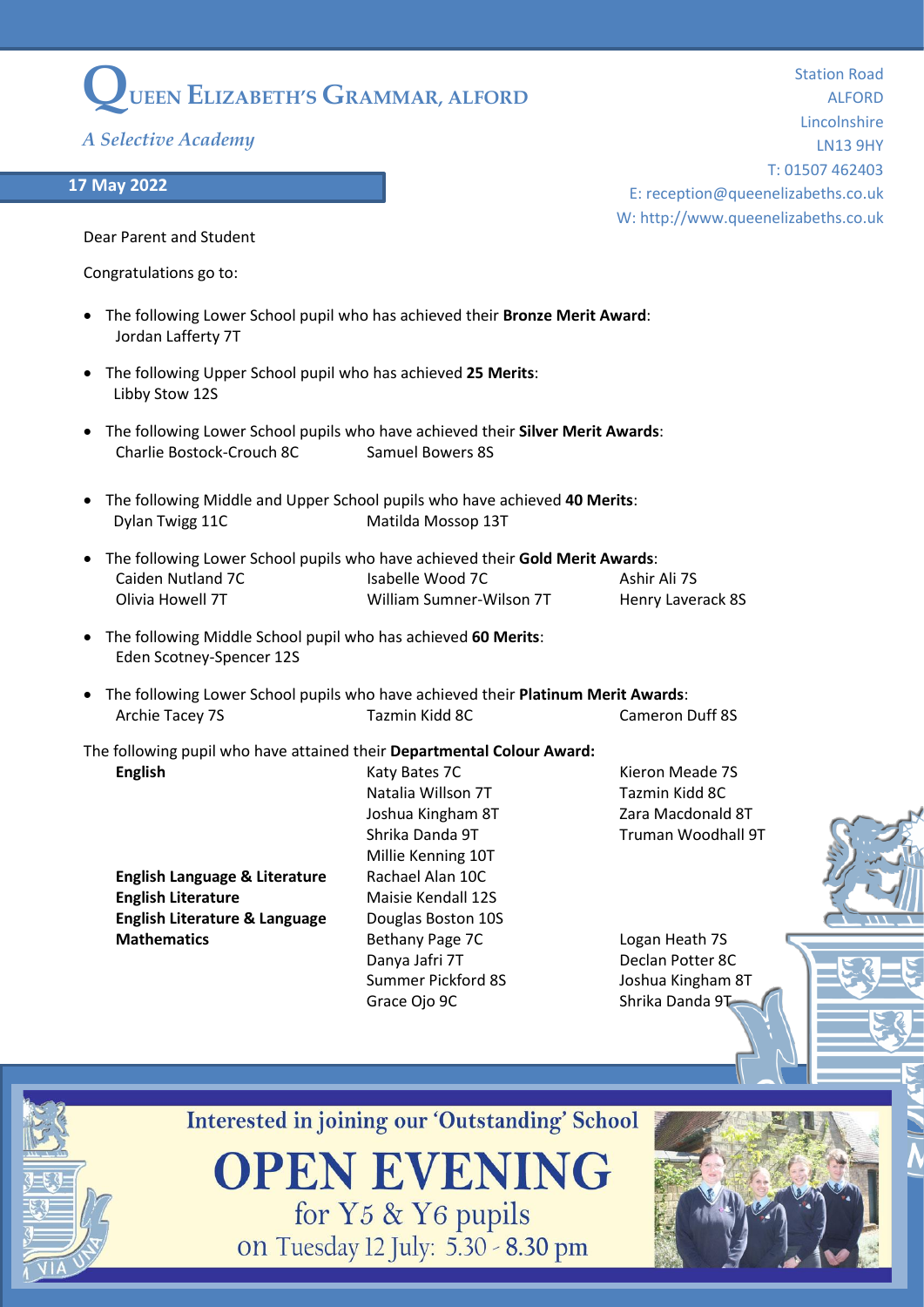# QUEEN ELIZABETH'S GRAMMAR, ALFORD

*A Selective Academy*

Station Road
ALFORD
Lincolnshire
LN13 9HY
T: 01507 462403
E: reception@queenelizabeths.co.uk
W: http://www.queenelizabeths.co.uk

**17 May 2022**

Dear Parent and Student

Congratulations go to:

- The following Lower School pupil who has achieved their **Bronze Merit Award**:
  Jordan Lafferty 7T

- The following Upper School pupil who has achieved **25 Merits**:
  Libby Stow 12S

- The following Lower School pupils who have achieved their **Silver Merit Awards**:
  Charlie Bostock-Crouch 8C, Samuel Bowers 8S

- The following Middle and Upper School pupils who have achieved **40 Merits**:
  Dylan Twigg 11C, Matilda Mossop 13T

- The following Lower School pupils who have achieved their **Gold Merit Awards**:
  Caiden Nutland 7C, Isabelle Wood 7C, Ashir Ali 7S, Olivia Howell 7T, William Sumner-Wilson 7T, Henry Laverack 8S

- The following Middle School pupil who has achieved **60 Merits**:
  Eden Scotney-Spencer 12S

- The following Lower School pupils who have achieved their **Platinum Merit Awards**:
  Archie Tacey 7S, Tazmin Kidd 8C, Cameron Duff 8S

The following pupil who have attained their **Departmental Colour Award:**

| | | |
|---|---|---|
| **English** | Katy Bates 7C | Kieron Meade 7S |
| | Natalia Willson 7T | Tazmin Kidd 8C |
| | Joshua Kingham 8T | Zara Macdonald 8T |
| | Shrika Danda 9T | Truman Woodhall 9T |
| | Millie Kenning 10T | |
| **English Language & Literature** | Rachael Alan 10C | |
| **English Literature** | Maisie Kendall 12S | |
| **English Literature & Language** | Douglas Boston 10S | |
| **Mathematics** | Bethany Page 7C | Logan Heath 7S |
| | Danya Jafri 7T | Declan Potter 8C |
| | Summer Pickford 8S | Joshua Kingham 8T |
| | Grace Ojo 9C | Shrika Danda 9T |

Interested in joining our 'Outstanding' School

**OPEN EVENING**

for Y5 & Y6 pupils

on Tuesday 12 July: 5.30 - 8.30 pm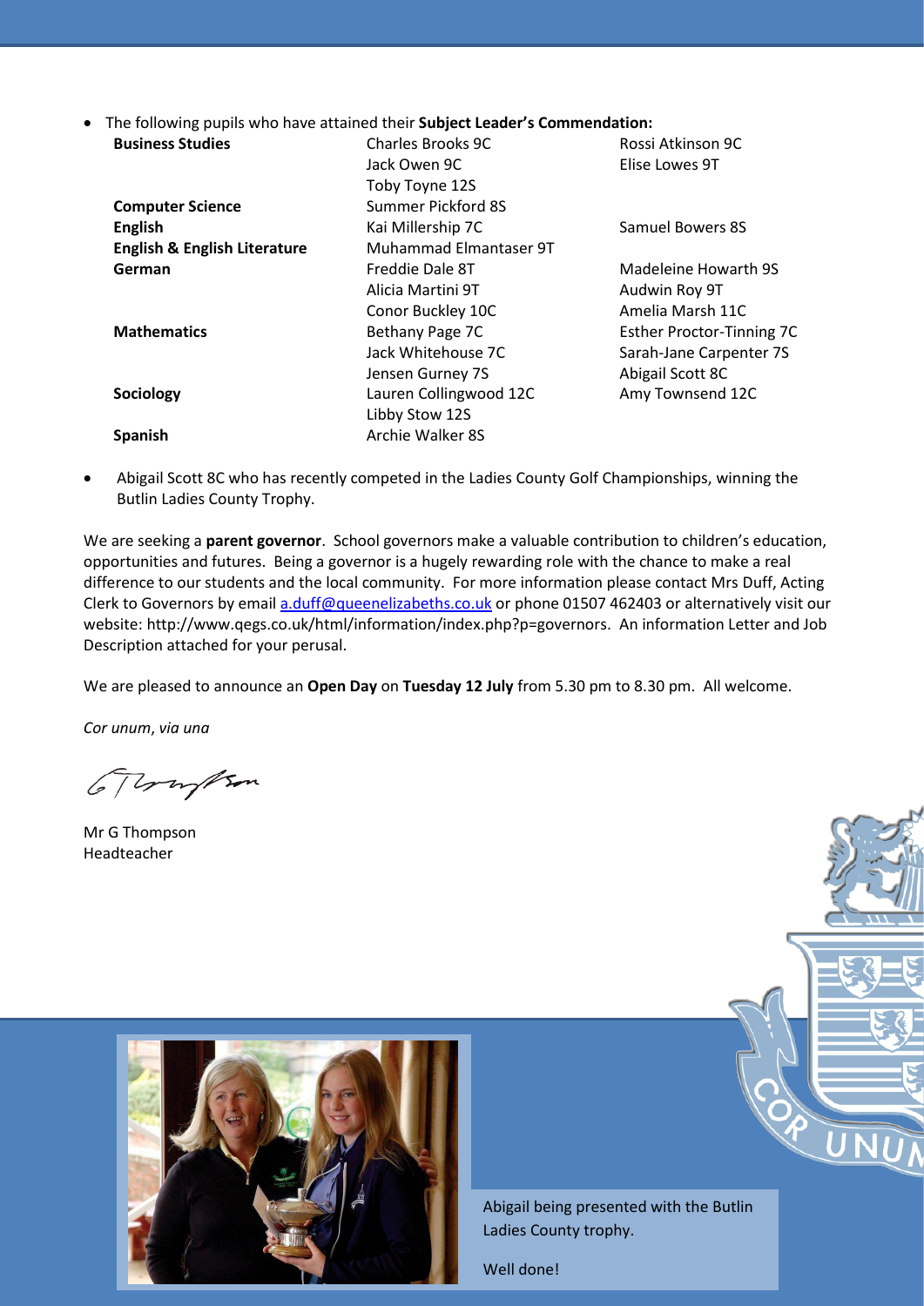- The following pupils who have attained their **Subject Leader's Commendation:**

| | | |
|---|---|---|
| **Business Studies** | Charles Brooks 9C | Rossi Atkinson 9C |
| | Jack Owen 9C | Elise Lowes 9T |
| | Toby Toyne 12S | |
| **Computer Science** | Summer Pickford 8S | |
| **English** | Kai Millership 7C | Samuel Bowers 8S |
| **English & English Literature** | Muhammad Elmantaser 9T | |
| **German** | Freddie Dale 8T | Madeleine Howarth 9S |
| | Alicia Martini 9T | Audwin Roy 9T |
| | Conor Buckley 10C | Amelia Marsh 11C |
| **Mathematics** | Bethany Page 7C | Esther Proctor-Tinning 7C |
| | Jack Whitehouse 7C | Sarah-Jane Carpenter 7S |
| | Jensen Gurney 7S | Abigail Scott 8C |
| **Sociology** | Lauren Collingwood 12C | Amy Townsend 12C |
| | Libby Stow 12S | |
| **Spanish** | Archie Walker 8S | |

- Abigail Scott 8C who has recently competed in the Ladies County Golf Championships, winning the Butlin Ladies County Trophy.

We are seeking a **parent governor**. School governors make a valuable contribution to children's education, opportunities and futures. Being a governor is a hugely rewarding role with the chance to make a real difference to our students and the local community. For more information please contact Mrs Duff, Acting Clerk to Governors by email a.duff@queenelizabeths.co.uk or phone 01507 462403 or alternatively visit our website: http://www.qegs.co.uk/html/information/index.php?p=governors. An information Letter and Job Description attached for your perusal.

We are pleased to announce an **Open Day** on **Tuesday 12 July** from 5.30 pm to 8.30 pm. All welcome.

*Cor unum, via una*

G Thompson

Mr G Thompson
Headteacher

Abigail being presented with the Butlin Ladies County trophy.

Well done!